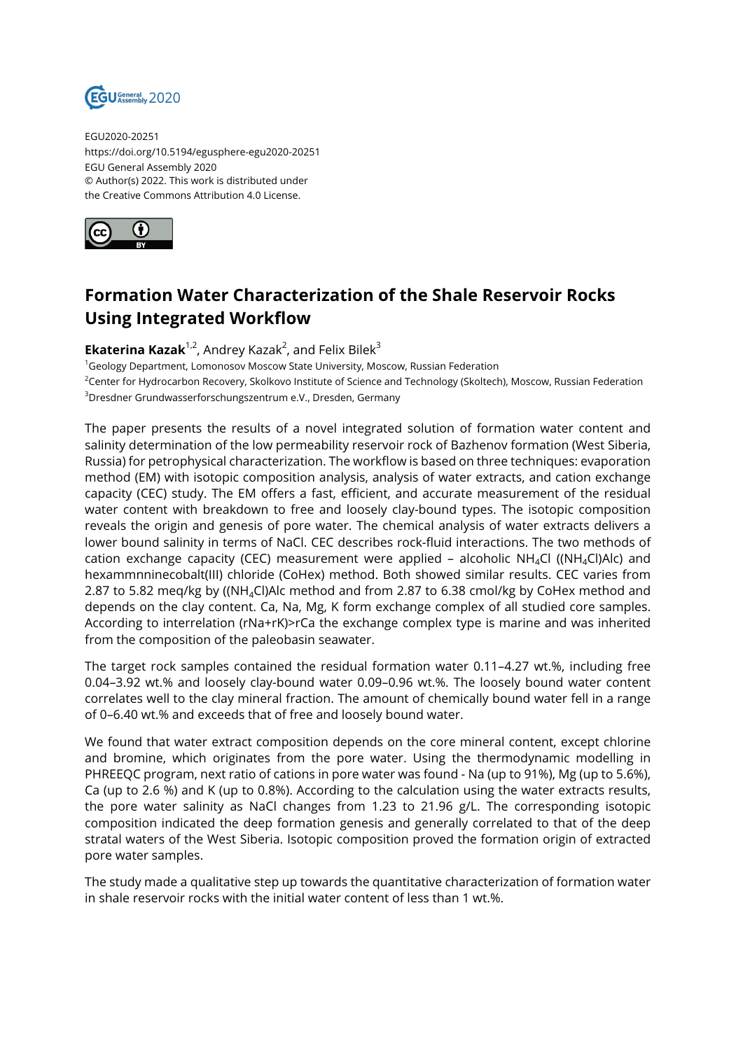EGU2020-20251
https://doi.org/10.5194/egusphere-egu2020-20251
EGU General Assembly 2020
© Author(s) 2022. This work is distributed under
the Creative Commons Attribution 4.0 License.

# Formation Water Characterization of the Shale Reservoir Rocks Using Integrated Workflow

**Ekaterina Kazak**[1,2], Andrey Kazak[2], and Felix Bilek[3]

[1]Geology Department, Lomonosov Moscow State University, Moscow, Russian Federation
[2]Center for Hydrocarbon Recovery, Skolkovo Institute of Science and Technology (Skoltech), Moscow, Russian Federation
[3]Dresdner Grundwasserforschungszentrum e.V., Dresden, Germany

The paper presents the results of a novel integrated solution of formation water content and salinity determination of the low permeability reservoir rock of Bazhenov formation (West Siberia, Russia) for petrophysical characterization. The workflow is based on three techniques: evaporation method (EM) with isotopic composition analysis, analysis of water extracts, and cation exchange capacity (CEC) study. The EM offers a fast, efficient, and accurate measurement of the residual water content with breakdown to free and loosely clay-bound types. The isotopic composition reveals the origin and genesis of pore water. The chemical analysis of water extracts delivers a lower bound salinity in terms of NaCl. CEC describes rock-fluid interactions. The two methods of cation exchange capacity (CEC) measurement were applied – alcoholic $NH_4Cl$ (($NH_4Cl$)Alc) and hexammnninecobalt(III) chloride (CoHex) method. Both showed similar results. CEC varies from 2.87 to 5.82 meq/kg by (($NH_4Cl$)Alc method and from 2.87 to 6.38 cmol/kg by CoHex method and depends on the clay content. Ca, Na, Mg, K form exchange complex of all studied core samples. According to interrelation (rNa+rK)>rCa the exchange complex type is marine and was inherited from the composition of the paleobasin seawater.

The target rock samples contained the residual formation water 0.11–4.27 wt.%, including free 0.04–3.92 wt.% and loosely clay-bound water 0.09–0.96 wt.%. The loosely bound water content correlates well to the clay mineral fraction. The amount of chemically bound water fell in a range of 0–6.40 wt.% and exceeds that of free and loosely bound water.

We found that water extract composition depends on the core mineral content, except chlorine and bromine, which originates from the pore water. Using the thermodynamic modelling in PHREEQC program, next ratio of cations in pore water was found - Na (up to 91%), Mg (up to 5.6%), Ca (up to 2.6 %) and K (up to 0.8%). According to the calculation using the water extracts results, the pore water salinity as NaCl changes from 1.23 to 21.96 g/L. The corresponding isotopic composition indicated the deep formation genesis and generally correlated to that of the deep stratal waters of the West Siberia. Isotopic composition proved the formation origin of extracted pore water samples.

The study made a qualitative step up towards the quantitative characterization of formation water in shale reservoir rocks with the initial water content of less than 1 wt.%.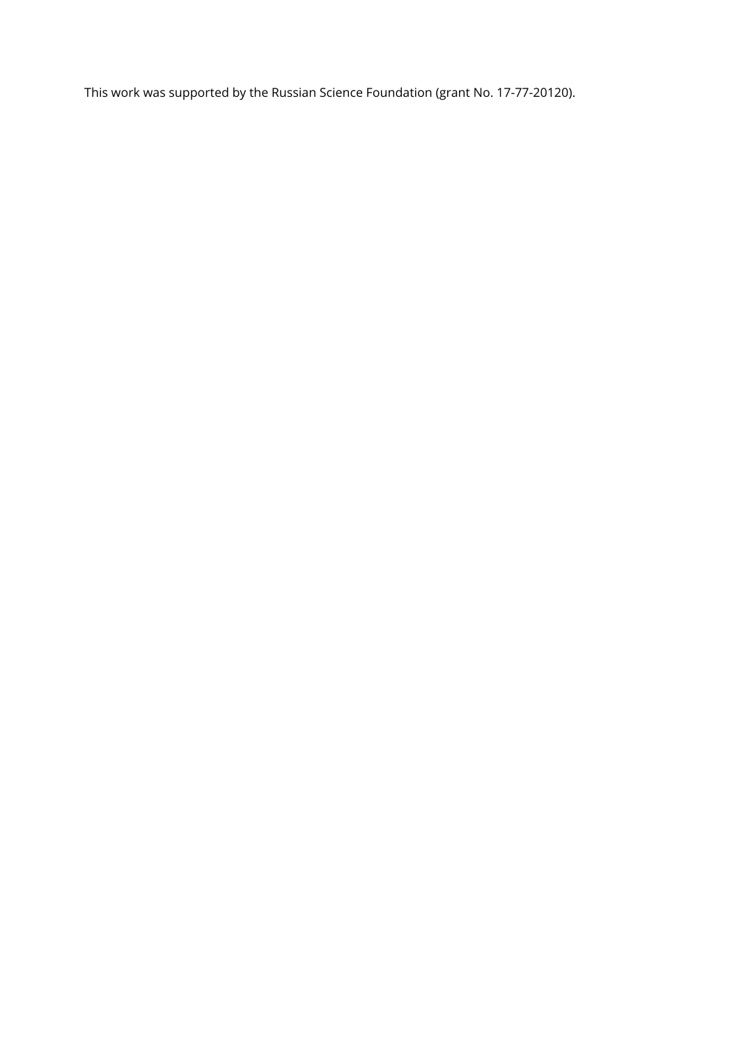This work was supported by the Russian Science Foundation (grant No. 17-77-20120).